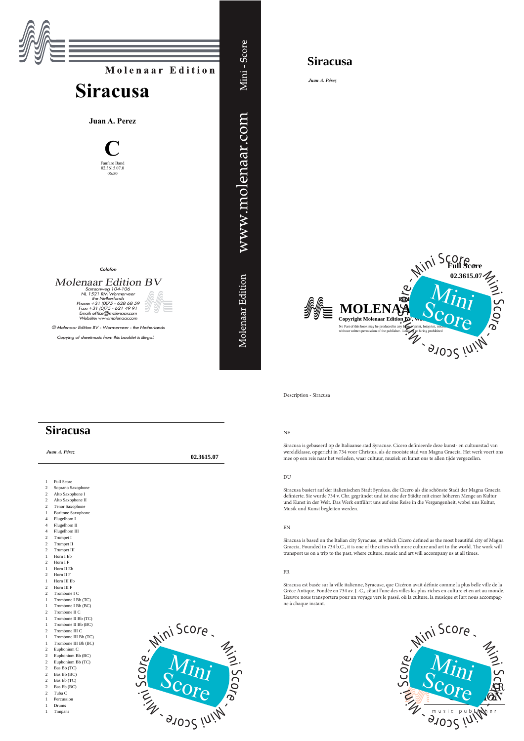Molenaar Edition

# Siracusa

**Juan A. Perez**

**C**

Fanfare Band
02.3615.07.0
06:50

*Colofon*

*Molenaar Edition BV*
*Samsonweg 104-106*
*NL 1521 RM Wormerveer*
*the Netherlands*
*Phone: +31 (0)75 - 628 68 59*
*Fax: +31 (0)75 - 621 49 91*
*Email: office@molenaar.com*
*Website: www.molenaar.com*

*© Molenaar Edition BV - Wormerveer - the Netherlands*

*Copying of sheetmusic from this booklet is illegal.*

Mini - Score

www.molenaar.com

Molenaar Edition

# Siracusa

***Juan A. Pérez***

**Full Score**

**02.3615.07**

**MOLENAAR**

**Copyright Molenaar Edition BV, Wo...**

No Part of this book may be produced in any form of print, fotoprint, micro... without written permission of the publisher. Lending or hiring prohibited

Mini Score

# Siracusa

***Juan A. Pérez***

**02.3615.07**

- 1 Full Score
- 2 Soprano Saxophone
- 2 Alto Saxophone I
- 2 Alto Saxophone II
- 2 Tenor Saxophone
- 1 Baritone Saxophone
- 4 Flugelhorn I
- 4 Flugelhorn II
- 4 Flugelhorn III
- 2 Trumpet I
- 2 Trumpet II
- 2 Trumpet III
- 1 Horn I Eb
- 2 Horn I F
- 1 Horn II Eb
- 2 Horn II F
- 1 Horn III Eb
- 2 Horn III F
- 2 Trombone I C
- 1 Trombone I Bb (TC)
- 1 Trombone I Bb (BC)
- 2 Trombone II C
- 1 Trombone II Bb (TC)
- 1 Trombone II Bb (BC)
- 2 Trombone III C
- 1 Trombone III Bb (TC)
- 1 Trombone III Bb (BC)
- 2 Euphonium C
- 2 Euphonium Bb (BC)
- 2 Euphonium Bb (TC)
- 2 Bas Bb (TC)
- 2 Bas Bb (BC)
- 2 Bas Eb (TC)
- 2 Bas Eb (BC)
- 2 Tuba C
- 1 Percussion
- 1 Drums
- 1 Timpani

Mini Score

Description - Siracusa

NE

Siracusa is gebaseerd op de Italiaanse stad Syracuse. Cicero definieerde deze kunst- en cultuurstad van wereldklasse, opgericht in 734 voor Christus, als de mooiste stad van Magna Graecia. Het werk voert ons mee op een reis naar het verleden, waar cultuur, muziek en kunst ons te allen tijde vergezellen.

DU

Siracusa basiert auf der italienischen Stadt Syrakus, die Cicero als die schönste Stadt der Magna Graecia definierte. Sie wurde 734 v. Chr. gegründet und ist eine der Städte mit einer höheren Menge an Kultur und Kunst in der Welt. Das Werk entführt uns auf eine Reise in die Vergangenheit, wobei uns Kultur, Musik und Kunst begleiten werden.

EN

Siracusa is based on the Italian city Syracuse, at which Cicero defined as the most beautiful city of Magna Graecia. Founded in 734 b.C., it is one of the cities with more culture and art to the world. The work will transport us on a trip to the past, where culture, music and art will accompany us at all times.

FR

Siracusa est basée sur la ville italienne, Syracuse, que Cicéron avait définie comme la plus belle ville de la Grèce Antique. Fondée en 734 av. J.-C., c'était l'une des villes les plus riches en culture et en art au monde. L'œuvre nous transportera pour un voyage vers le passé, où la culture, la musique et l'art nous accompagne à chaque instant.

Mini Score

music publisher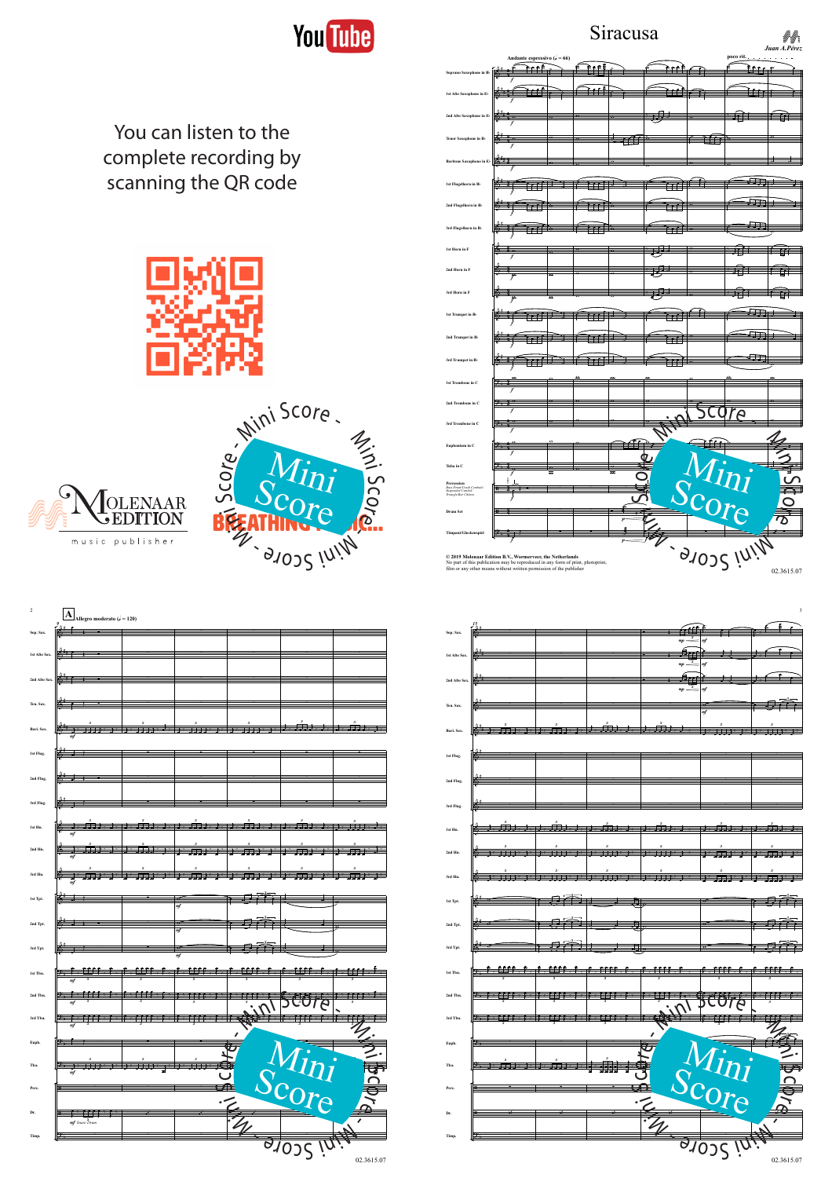You can listen to the complete recording by scanning the QR code

# Siracusa

*Juan A.Pérez*

Andante espressivo (♩ = 66)

Soprano Saxophone in B♭
1st Alto Saxophone in E♭
2nd Alto Saxophone in E♭
Tenor Saxophone in B♭
Baritone Saxophone in E♭
1st Flugelhorn in B♭
2nd Flugelhorn in B♭
3rd Flugelhorn in B♭
1st Horn in F
2nd Horn in F
3rd Horn in F
1st Trumpet in B♭
2nd Trumpet in B♭
3rd Trumpet in B♭
1st Trombone in C
2nd Trombone in C
3rd Trombone in C
Euphonium in C
Tuba in C
Percussion
Drum Set
Timpani/Glockenspiel

© 2019 Molenaar Edition B.V., Wormerveer, the Netherlands
No part of this publication may be reproduced in any form of print, photoprint, film or any other means without written permission of the publisher

02.3615.07

A Allegro moderato (♩ = 120)

02.3615.07

02.3615.07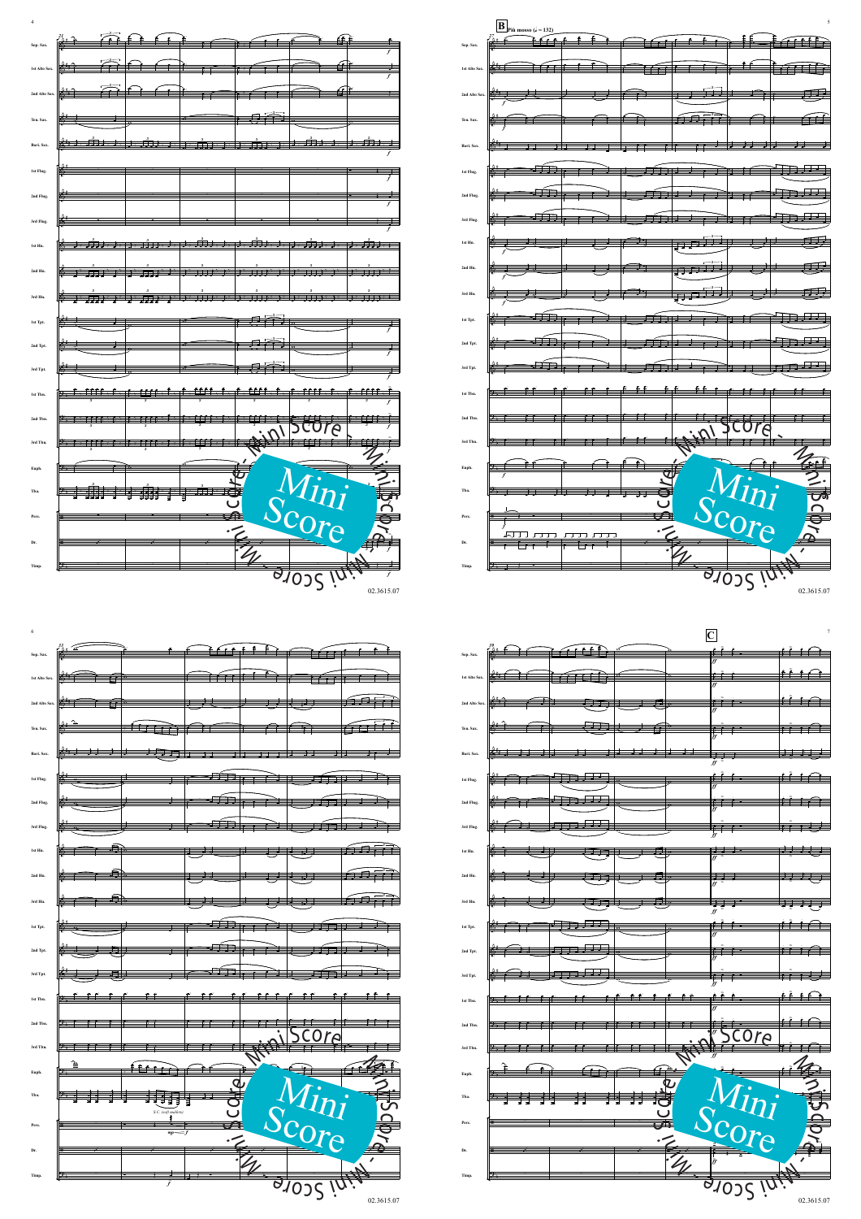**B** Più mosso (♩ = 132)

**C**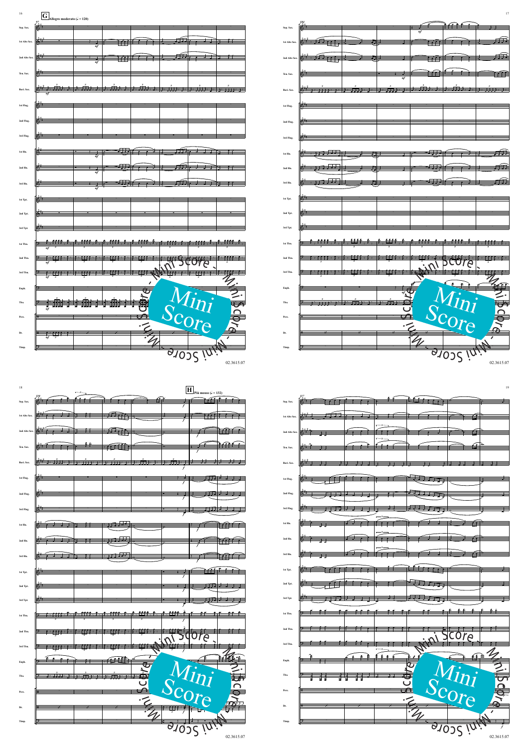**G** Allegro moderato (♩ = 120)

**H** Più mosso (♩ = 132)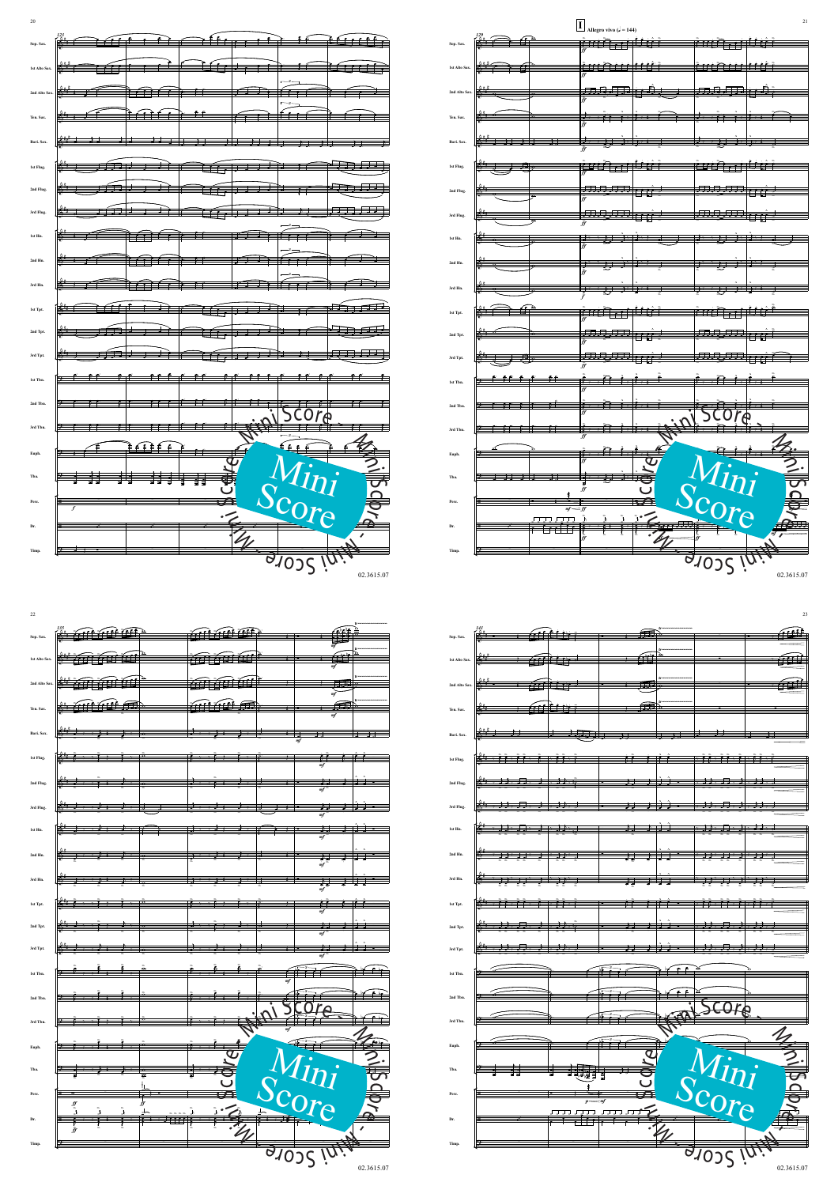**I** Allegro vivo (♩ = 144)